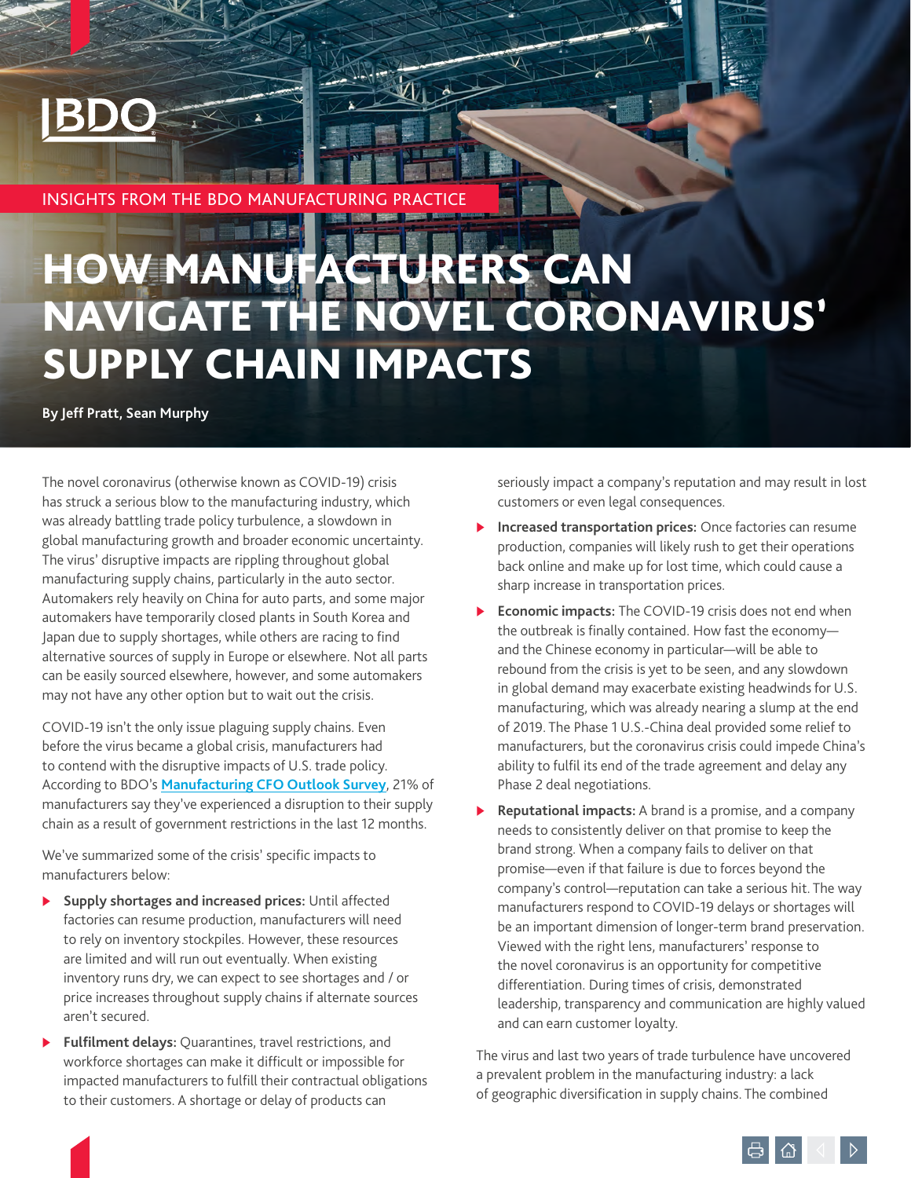INSIGHTS FROM THE BDO MANUFACTURING PRACTICE

# HOW MANUFACTURERS CAN NAVIGATE THE NOVEL CORONAVIRUS' SUPPLY CHAIN IMPACTS

**By Jeff Pratt, Sean Murphy**

The novel coronavirus (otherwise known as COVID-19) crisis has struck a serious blow to the manufacturing industry, which was already battling trade policy turbulence, a slowdown in global manufacturing growth and broader economic uncertainty. The virus' disruptive impacts are rippling throughout global manufacturing supply chains, particularly in the auto sector. Automakers rely heavily on China for auto parts, and some major automakers have temporarily closed plants in South Korea and Japan due to supply shortages, while others are racing to find alternative sources of supply in Europe or elsewhere. Not all parts can be easily sourced elsewhere, however, and some automakers may not have any other option but to wait out the crisis.

COVID-19 isn't the only issue plaguing supply chains. Even before the virus became a global crisis, manufacturers had to contend with the disruptive impacts of U.S. trade policy. According to BDO's [Manufacturing CFO Outlook Survey](), 21% of manufacturers say they've experienced a disruption to their supply chain as a result of government restrictions in the last 12 months.

We've summarized some of the crisis' specific impacts to manufacturers below:

- **Supply shortages and increased prices:** Until affected factories can resume production, manufacturers will need to rely on inventory stockpiles. However, these resources are limited and will run out eventually. When existing inventory runs dry, we can expect to see shortages and / or price increases throughout supply chains if alternate sources aren't secured.
- **Fulfilment delays:** Quarantines, travel restrictions, and workforce shortages can make it difficult or impossible for impacted manufacturers to fulfill their contractual obligations to their customers. A shortage or delay of products can seriously impact a company's reputation and may result in lost customers or even legal consequences.
- **Increased transportation prices:** Once factories can resume production, companies will likely rush to get their operations back online and make up for lost time, which could cause a sharp increase in transportation prices.
- **Economic impacts:** The COVID-19 crisis does not end when the outbreak is finally contained. How fast the economy—and the Chinese economy in particular—will be able to rebound from the crisis is yet to be seen, and any slowdown in global demand may exacerbate existing headwinds for U.S. manufacturing, which was already nearing a slump at the end of 2019. The Phase 1 U.S.-China deal provided some relief to manufacturers, but the coronavirus crisis could impede China's ability to fulfil its end of the trade agreement and delay any Phase 2 deal negotiations.
- **Reputational impacts:** A brand is a promise, and a company needs to consistently deliver on that promise to keep the brand strong. When a company fails to deliver on that promise—even if that failure is due to forces beyond the company's control—reputation can take a serious hit. The way manufacturers respond to COVID-19 delays or shortages will be an important dimension of longer-term brand preservation. Viewed with the right lens, manufacturers' response to the novel coronavirus is an opportunity for competitive differentiation. During times of crisis, demonstrated leadership, transparency and communication are highly valued and can earn customer loyalty.

The virus and last two years of trade turbulence have uncovered a prevalent problem in the manufacturing industry: a lack of geographic diversification in supply chains. The combined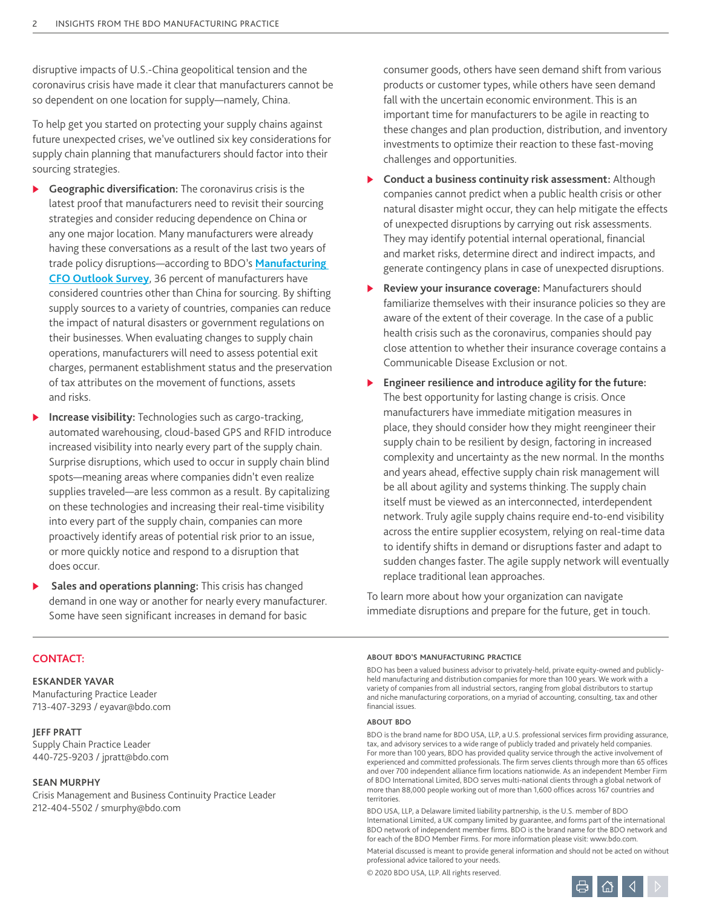disruptive impacts of U.S.-China geopolitical tension and the coronavirus crisis have made it clear that manufacturers cannot be so dependent on one location for supply—namely, China.

To help get you started on protecting your supply chains against future unexpected crises, we've outlined six key considerations for supply chain planning that manufacturers should factor into their sourcing strategies.

- **Geographic diversification:** The coronavirus crisis is the latest proof that manufacturers need to revisit their sourcing strategies and consider reducing dependence on China or any one major location. Many manufacturers were already having these conversations as a result of the last two years of trade policy disruptions—according to BDO's **Manufacturing CFO Outlook Survey**, 36 percent of manufacturers have considered countries other than China for sourcing. By shifting supply sources to a variety of countries, companies can reduce the impact of natural disasters or government regulations on their businesses. When evaluating changes to supply chain operations, manufacturers will need to assess potential exit charges, permanent establishment status and the preservation of tax attributes on the movement of functions, assets and risks.
- **Increase visibility:** Technologies such as cargo-tracking, automated warehousing, cloud-based GPS and RFID introduce increased visibility into nearly every part of the supply chain. Surprise disruptions, which used to occur in supply chain blind spots—meaning areas where companies didn't even realize supplies traveled—are less common as a result. By capitalizing on these technologies and increasing their real-time visibility into every part of the supply chain, companies can more proactively identify areas of potential risk prior to an issue, or more quickly notice and respond to a disruption that does occur.
- **Sales and operations planning:** This crisis has changed demand in one way or another for nearly every manufacturer. Some have seen significant increases in demand for basic consumer goods, others have seen demand shift from various products or customer types, while others have seen demand fall with the uncertain economic environment. This is an important time for manufacturers to be agile in reacting to these changes and plan production, distribution, and inventory investments to optimize their reaction to these fast-moving challenges and opportunities.
- **Conduct a business continuity risk assessment:** Although companies cannot predict when a public health crisis or other natural disaster might occur, they can help mitigate the effects of unexpected disruptions by carrying out risk assessments. They may identify potential internal operational, financial and market risks, determine direct and indirect impacts, and generate contingency plans in case of unexpected disruptions.
- **Review your insurance coverage:** Manufacturers should familiarize themselves with their insurance policies so they are aware of the extent of their coverage. In the case of a public health crisis such as the coronavirus, companies should pay close attention to whether their insurance coverage contains a Communicable Disease Exclusion or not.
- **Engineer resilience and introduce agility for the future:** The best opportunity for lasting change is crisis. Once manufacturers have immediate mitigation measures in place, they should consider how they might reengineer their supply chain to be resilient by design, factoring in increased complexity and uncertainty as the new normal. In the months and years ahead, effective supply chain risk management will be all about agility and systems thinking. The supply chain itself must be viewed as an interconnected, interdependent network. Truly agile supply chains require end-to-end visibility across the entire supplier ecosystem, relying on real-time data to identify shifts in demand or disruptions faster and adapt to sudden changes faster. The agile supply network will eventually replace traditional lean approaches.

To learn more about how your organization can navigate immediate disruptions and prepare for the future, get in touch.

## CONTACT:

**ESKANDER YAVAR**
Manufacturing Practice Leader
713-407-3293 / eyavar@bdo.com

**JEFF PRATT**
Supply Chain Practice Leader
440-725-9203 / jpratt@bdo.com

**SEAN MURPHY**
Crisis Management and Business Continuity Practice Leader
212-404-5502 / smurphy@bdo.com

### ABOUT BDO'S MANUFACTURING PRACTICE

BDO has been a valued business advisor to privately-held, private equity-owned and publicly-held manufacturing and distribution companies for more than 100 years. We work with a variety of companies from all industrial sectors, ranging from global distributors to startup and niche manufacturing corporations, on a myriad of accounting, consulting, tax and other financial issues.

### ABOUT BDO

BDO is the brand name for BDO USA, LLP, a U.S. professional services firm providing assurance, tax, and advisory services to a wide range of publicly traded and privately held companies. For more than 100 years, BDO has provided quality service through the active involvement of experienced and committed professionals. The firm serves clients through more than 65 offices and over 700 independent alliance firm locations nationwide. As an independent Member Firm of BDO International Limited, BDO serves multi-national clients through a global network of more than 88,000 people working out of more than 1,600 offices across 167 countries and territories.

BDO USA, LLP, a Delaware limited liability partnership, is the U.S. member of BDO International Limited, a UK company limited by guarantee, and forms part of the international BDO network of independent member firms. BDO is the brand name for the BDO network and for each of the BDO Member Firms. For more information please visit: www.bdo.com.

Material discussed is meant to provide general information and should not be acted on without professional advice tailored to your needs.

© 2020 BDO USA, LLP. All rights reserved.